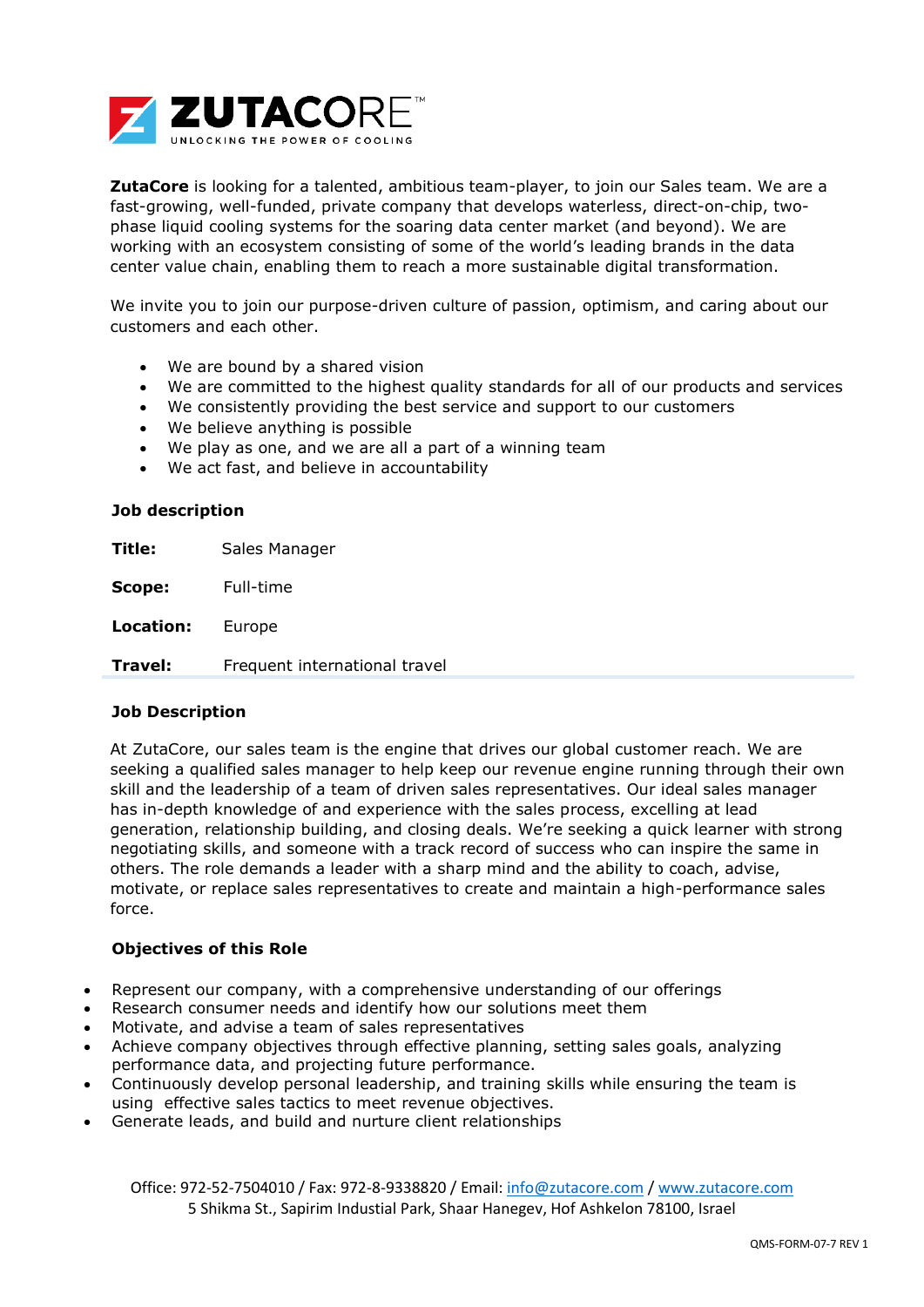# ZUTACORE™

UNLOCKING THE POWER OF COOLING

**ZutaCore** is looking for a talented, ambitious team-player, to join our Sales team. We are a fast-growing, well-funded, private company that develops waterless, direct-on-chip, two-phase liquid cooling systems for the soaring data center market (and beyond). We are working with an ecosystem consisting of some of the world's leading brands in the data center value chain, enabling them to reach a more sustainable digital transformation.

We invite you to join our purpose-driven culture of passion, optimism, and caring about our customers and each other.

- We are bound by a shared vision
- We are committed to the highest quality standards for all of our products and services
- We consistently providing the best service and support to our customers
- We believe anything is possible
- We play as one, and we are all a part of a winning team
- We act fast, and believe in accountability

**Job description**

| | |
|---|---|
| **Title:** | Sales Manager |
| **Scope:** | Full-time |
| **Location:** | Europe |
| **Travel:** | Frequent international travel |

**Job Description**

At ZutaCore, our sales team is the engine that drives our global customer reach. We are seeking a qualified sales manager to help keep our revenue engine running through their own skill and the leadership of a team of driven sales representatives. Our ideal sales manager has in-depth knowledge of and experience with the sales process, excelling at lead generation, relationship building, and closing deals. We're seeking a quick learner with strong negotiating skills, and someone with a track record of success who can inspire the same in others. The role demands a leader with a sharp mind and the ability to coach, advise, motivate, or replace sales representatives to create and maintain a high-performance sales force.

**Objectives of this Role**

- Represent our company, with a comprehensive understanding of our offerings
- Research consumer needs and identify how our solutions meet them
- Motivate, and advise a team of sales representatives
- Achieve company objectives through effective planning, setting sales goals, analyzing performance data, and projecting future performance.
- Continuously develop personal leadership, and training skills while ensuring the team is using effective sales tactics to meet revenue objectives.
- Generate leads, and build and nurture client relationships

Office: 972-52-7504010 / Fax: 972-8-9338820 / Email: info@zutacore.com / www.zutacore.com
5 Shikma St., Sapirim Industial Park, Shaar Hanegev, Hof Ashkelon 78100, Israel

QMS-FORM-07-7 REV 1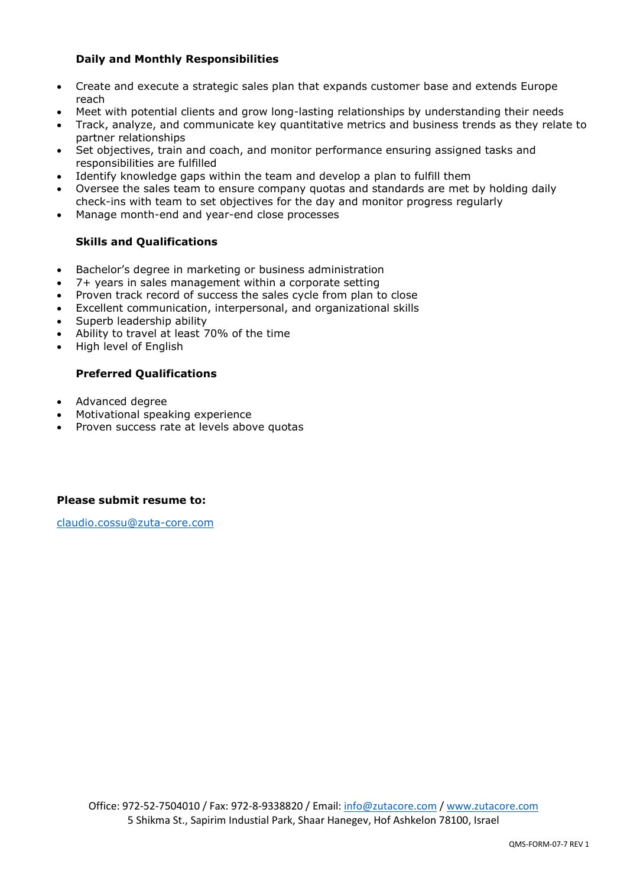**Daily and Monthly Responsibilities**

- Create and execute a strategic sales plan that expands customer base and extends Europe reach
- Meet with potential clients and grow long-lasting relationships by understanding their needs
- Track, analyze, and communicate key quantitative metrics and business trends as they relate to partner relationships
- Set objectives, train and coach, and monitor performance ensuring assigned tasks and responsibilities are fulfilled
- Identify knowledge gaps within the team and develop a plan to fulfill them
- Oversee the sales team to ensure company quotas and standards are met by holding daily check-ins with team to set objectives for the day and monitor progress regularly
- Manage month-end and year-end close processes

**Skills and Qualifications**

- Bachelor's degree in marketing or business administration
- 7+ years in sales management within a corporate setting
- Proven track record of success the sales cycle from plan to close
- Excellent communication, interpersonal, and organizational skills
- Superb leadership ability
- Ability to travel at least 70% of the time
- High level of English

**Preferred Qualifications**

- Advanced degree
- Motivational speaking experience
- Proven success rate at levels above quotas

**Please submit resume to:**

claudio.cossu@zuta-core.com

Office: 972-52-7504010 / Fax: 972-8-9338820 / Email: info@zutacore.com / www.zutacore.com
5 Shikma St., Sapirim Industial Park, Shaar Hanegev, Hof Ashkelon 78100, Israel

QMS-FORM-07-7 REV 1